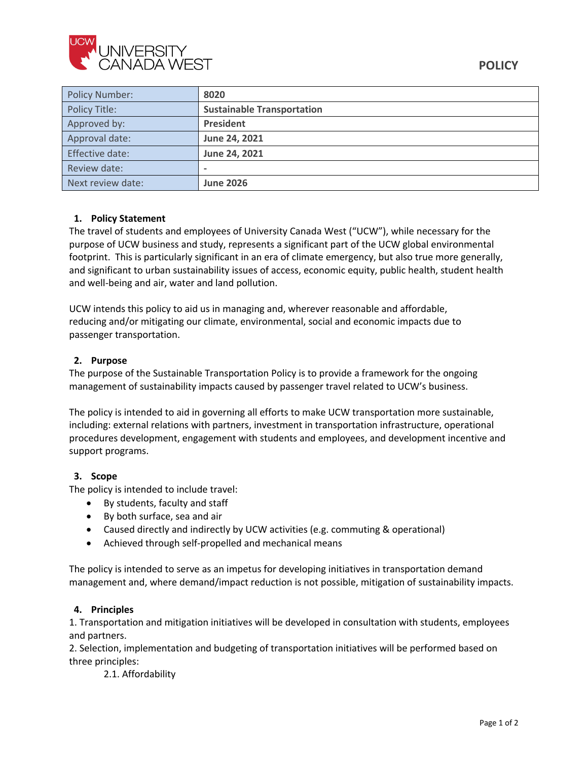**POLICY**

| Policy Number: | **8020** |
|---|---|
| Policy Title: | **Sustainable Transportation** |
| Approved by: | **President** |
| Approval date: | **June 24, 2021** |
| Effective date: | **June 24, 2021** |
| Review date: | - |
| Next review date: | **June 2026** |

## 1. Policy Statement

The travel of students and employees of University Canada West ("UCW"), while necessary for the purpose of UCW business and study, represents a significant part of the UCW global environmental footprint. This is particularly significant in an era of climate emergency, but also true more generally, and significant to urban sustainability issues of access, economic equity, public health, student health and well-being and air, water and land pollution.

UCW intends this policy to aid us in managing and, wherever reasonable and affordable, reducing and/or mitigating our climate, environmental, social and economic impacts due to passenger transportation.

## 2. Purpose

The purpose of the Sustainable Transportation Policy is to provide a framework for the ongoing management of sustainability impacts caused by passenger travel related to UCW's business.

The policy is intended to aid in governing all efforts to make UCW transportation more sustainable, including: external relations with partners, investment in transportation infrastructure, operational procedures development, engagement with students and employees, and development incentive and support programs.

## 3. Scope

The policy is intended to include travel:

- By students, faculty and staff
- By both surface, sea and air
- Caused directly and indirectly by UCW activities (e.g. commuting & operational)
- Achieved through self-propelled and mechanical means

The policy is intended to serve as an impetus for developing initiatives in transportation demand management and, where demand/impact reduction is not possible, mitigation of sustainability impacts.

## 4. Principles

1. Transportation and mitigation initiatives will be developed in consultation with students, employees and partners.
2. Selection, implementation and budgeting of transportation initiatives will be performed based on three principles:
    2.1. Affordability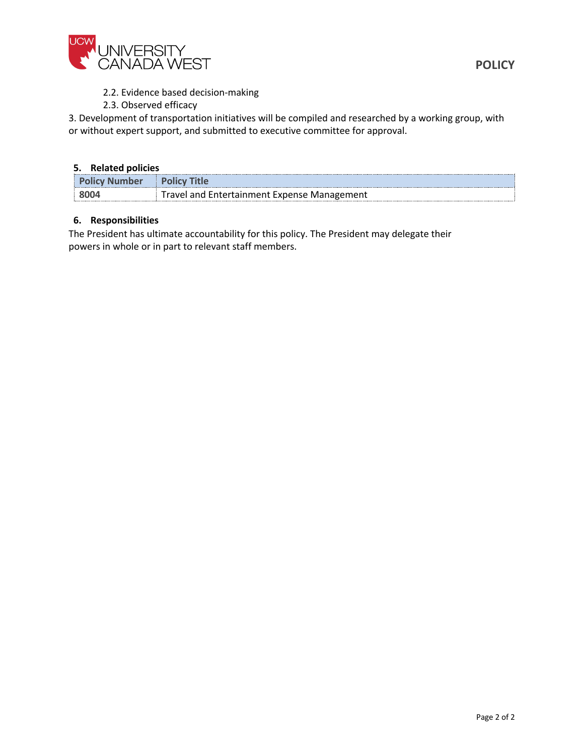2.2. Evidence based decision-making
2.3. Observed efficacy

3. Development of transportation initiatives will be compiled and researched by a working group, with or without expert support, and submitted to executive committee for approval.

## 5. Related policies

| Policy Number | Policy Title |
|---|---|
| 8004 | Travel and Entertainment Expense Management |

## 6. Responsibilities

The President has ultimate accountability for this policy. The President may delegate their powers in whole or in part to relevant staff members.